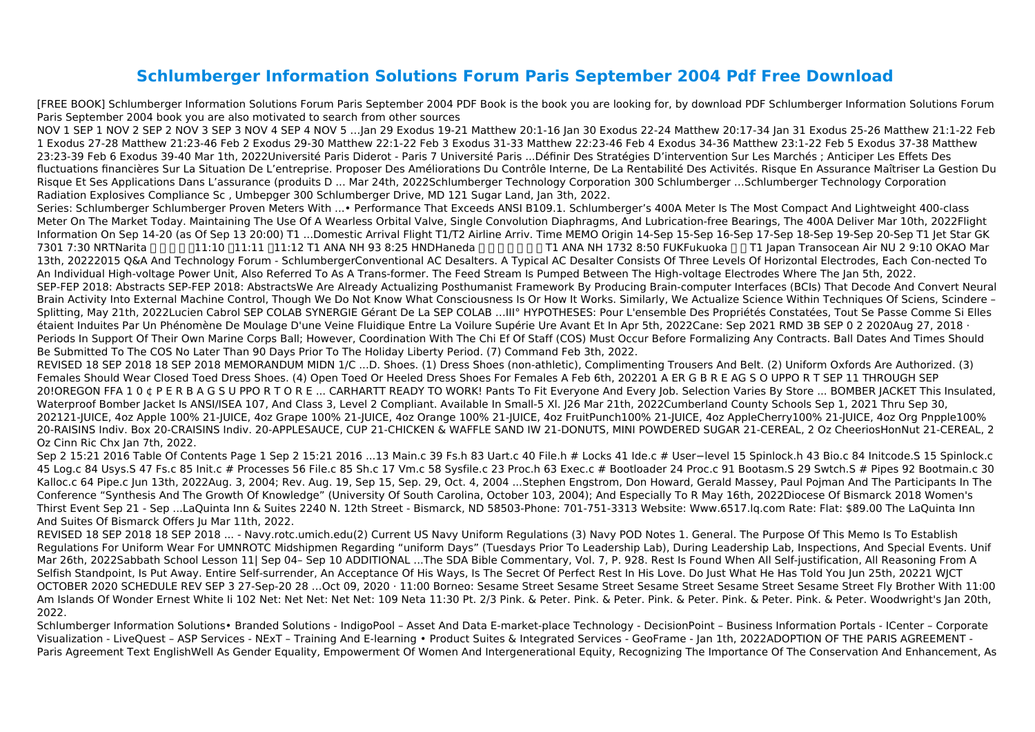# Schlumberger Information Solutions Forum Paris September 2004 Pdf Free Download

[FREE BOOK] Schlumberger Information Solutions Forum Paris September 2004 PDF Book is the book you are looking for, by download PDF Schlumberger Information Solutions Forum Paris September 2004 book you are also motivated to search from other sources

NOV 1 SEP 1 NOV 2 SEP 2 NOV 3 SEP 3 NOV 4 SEP 4 NOV 5 …Jan 29 Exodus 19-21 Matthew 20:1-16 Jan 30 Exodus 22-24 Matthew 20:17-34 Jan 31 Exodus 25-26 Matthew 21:1-22 Feb 1 Exodus 27-28 Matthew 21:23-46 Feb 2 Exodus 29-30 Matthew 22:1-22 Feb 3 Exodus 31-33 Matthew 22:23-46 Feb 4 Exodus 34-36 Matthew 23:1-22 Feb 5 Exodus 37-38 Matthew 23:23-39 Feb 6 Exodus 39-40 Mar 1th, 2022Université Paris Diderot - Paris 7 Université Paris ...Définir Des Stratégies D'intervention Sur Les Marchés ; Anticiper Les Effets Des fluctuations financières Sur La Situation De L'entreprise. Proposer Des Améliorations Du Contrôle Interne, De La Rentabilité Des Activités. Risque En Assurance Maîtriser La Gestion Du Risque Et Ses Applications Dans L'assurance (produits D ... Mar 24th, 2022Schlumberger Technology Corporation 300 Schlumberger …Schlumberger Technology Corporation Radiation Explosives Compliance Sc , Umbepger 300 Schlumberger Drive, MD 121 Sugar Land, Jan 3th, 2022.

Series: Schlumberger Schlumberger Proven Meters With ...• Performance That Exceeds ANSI B109.1. Schlumberger's 400A Meter Is The Most Compact And Lightweight 400-class Meter On The Market Today. Maintaining The Use Of A Wearless Orbital Valve, Single Convolution Diaphragms, And Lubrication-free Bearings, The 400A Deliver Mar 10th, 2022Flight Information On Sep 14-20 (as Of Sep 13 20:00) T1 ...Domestic Arrival Flight T1/T2 Airline Arriv. Time MEMO Origin 14-Sep 15-Sep 16-Sep 17-Sep 18-Sep 19-Sep 20-Sep T1 Jet Star GK 7301 7:30 NRTNarita □ □ □ □ □11:10 □11:11 □11:12 T1 ANA NH 93 8:25 HNDHaneda □ □ □ □ □ □ □ T1 ANA NH 1732 8:50 FUKFukuoka □ □ T1 Japan Transocean Air NU 2 9:10 OKAO Mar 13th, 20222015 Q&A And Technology Forum - SchlumbergerConventional AC Desalters. A Typical AC Desalter Consists Of Three Levels Of Horizontal Electrodes, Each Con-nected To An Individual High-voltage Power Unit, Also Referred To As A Trans-former. The Feed Stream Is Pumped Between The High-voltage Electrodes Where The Jan 5th, 2022.

SEP-FEP 2018: Abstracts SEP-FEP 2018: AbstractsWe Are Already Actualizing Posthumanist Framework By Producing Brain-computer Interfaces (BCIs) That Decode And Convert Neural Brain Activity Into External Machine Control, Though We Do Not Know What Consciousness Is Or How It Works. Similarly, We Actualize Science Within Techniques Of Sciens, Scindere – Splitting, May 21th, 2022Lucien Cabrol SEP COLAB SYNERGIE Gérant De La SEP COLAB …III° HYPOTHESES: Pour L'ensemble Des Propriétés Constatées, Tout Se Passe Comme Si Elles étaient Induites Par Un Phénomène De Moulage D'une Veine Fluidique Entre La Voilure Supérie Ure Avant Et In Apr 5th, 2022Cane: Sep 2021 RMD 3B SEP 0 2 2020Aug 27, 2018 · Periods In Support Of Their Own Marine Corps Ball; However, Coordination With The Chi Ef Of Staff (COS) Must Occur Before Formalizing Any Contracts. Ball Dates And Times Should Be Submitted To The COS No Later Than 90 Days Prior To The Holiday Liberty Period. (7) Command Feb 3th, 2022.

REVISED 18 SEP 2018 18 SEP 2018 MEMORANDUM MIDN 1/C ...D. Shoes. (1) Dress Shoes (non-athletic), Complimenting Trousers And Belt. (2) Uniform Oxfords Are Authorized. (3) Females Should Wear Closed Toed Dress Shoes. (4) Open Toed Or Heeled Dress Shoes For Females A Feb 6th, 202201 A ER G B R E AG S O UPPO R T SEP 11 THROUGH SEP 20!OREGON FFA 1 0 ¢ P E R B A G S U PPO R T O R E ... CARHARTT READY TO WORK! Pants To Fit Everyone And Every Job. Selection Varies By Store ... BOMBER JACKET This Insulated, Waterproof Bomber Jacket Is ANSI/ISEA 107, And Class 3, Level 2 Compliant. Available In Small-5 Xl. J26 Mar 21th, 2022Cumberland County Schools Sep 1, 2021 Thru Sep 30, 202121-JUICE, 4oz Apple 100% 21-JUICE, 4oz Grape 100% 21-JUICE, 4oz Orange 100% 21-JUICE, 4oz FruitPunch100% 21-JUICE, 4oz AppleCherry100% 21-JUICE, 4oz Org Pnpple100% 20-RAISINS Indiv. Box 20-CRAISINS Indiv. 20-APPLESAUCE, CUP 21-CHICKEN & WAFFLE SAND IW 21-DONUTS, MINI POWDERED SUGAR 21-CEREAL, 2 Oz CheeriosHonNut 21-CEREAL, 2 Oz Cinn Ric Chx Jan 7th, 2022.

Sep 2 15:21 2016 Table Of Contents Page 1 Sep 2 15:21 2016 ...13 Main.c 39 Fs.h 83 Uart.c 40 File.h # Locks 41 Ide.c # User−level 15 Spinlock.h 43 Bio.c 84 Initcode.S 15 Spinlock.c 45 Log.c 84 Usys.S 47 Fs.c 85 Init.c # Processes 56 File.c 85 Sh.c 17 Vm.c 58 Sysfile.c 23 Proc.h 63 Exec.c # Bootloader 24 Proc.c 91 Bootasm.S 29 Swtch.S # Pipes 92 Bootmain.c 30 Kalloc.c 64 Pipe.c Jun 13th, 2022Aug. 3, 2004; Rev. Aug. 19, Sep 15, Sep. 29, Oct. 4, 2004 ...Stephen Engstrom, Don Howard, Gerald Massey, Paul Pojman And The Participants In The Conference "Synthesis And The Growth Of Knowledge" (University Of South Carolina, October 103, 2004); And Especially To R May 16th, 2022Diocese Of Bismarck 2018 Women's Thirst Event Sep 21 - Sep ...LaQuinta Inn & Suites 2240 N. 12th Street - Bismarck, ND 58503-Phone: 701-751-3313 Website: Www.6517.lq.com Rate: Flat: $89.00 The LaQuinta Inn And Suites Of Bismarck Offers Ju Mar 11th, 2022.

REVISED 18 SEP 2018 18 SEP 2018 ... - Navy.rotc.umich.edu(2) Current US Navy Uniform Regulations (3) Navy POD Notes 1. General. The Purpose Of This Memo Is To Establish Regulations For Uniform Wear For UMNROTC Midshipmen Regarding "uniform Days" (Tuesdays Prior To Leadership Lab), During Leadership Lab, Inspections, And Special Events. Unif Mar 26th, 2022Sabbath School Lesson 11| Sep 04– Sep 10 ADDITIONAL ...The SDA Bible Commentary, Vol. 7, P. 928. Rest Is Found When All Self-justification, All Reasoning From A Selfish Standpoint, Is Put Away. Entire Self-surrender, An Acceptance Of His Ways, Is The Secret Of Perfect Rest In His Love. Do Just What He Has Told You Jun 25th, 20221 WJCT OCTOBER 2020 SCHEDULE REV SEP 3 27-Sep-20 28 …Oct 09, 2020 · 11:00 Borneo: Sesame Street Sesame Street Sesame Street Sesame Street Sesame Street Fly Brother With 11:00 Am Islands Of Wonder Ernest White Ii 102 Net: Net Net: Net Net: 109 Neta 11:30 Pt. 2/3 Pink. & Peter. Pink. & Peter. Pink. & Peter. Pink. & Peter. Pink. & Peter. Woodwright's Jan 20th, 2022.

Schlumberger Information Solutions• Branded Solutions - IndigoPool – Asset And Data E-market-place Technology - DecisionPoint – Business Information Portals - ICenter – Corporate Visualization - LiveQuest – ASP Services - NExT – Training And E-learning • Product Suites & Integrated Services - GeoFrame - Jan 1th, 2022ADOPTION OF THE PARIS AGREEMENT - Paris Agreement Text EnglishWell As Gender Equality, Empowerment Of Women And Intergenerational Equity, Recognizing The Importance Of The Conservation And Enhancement, As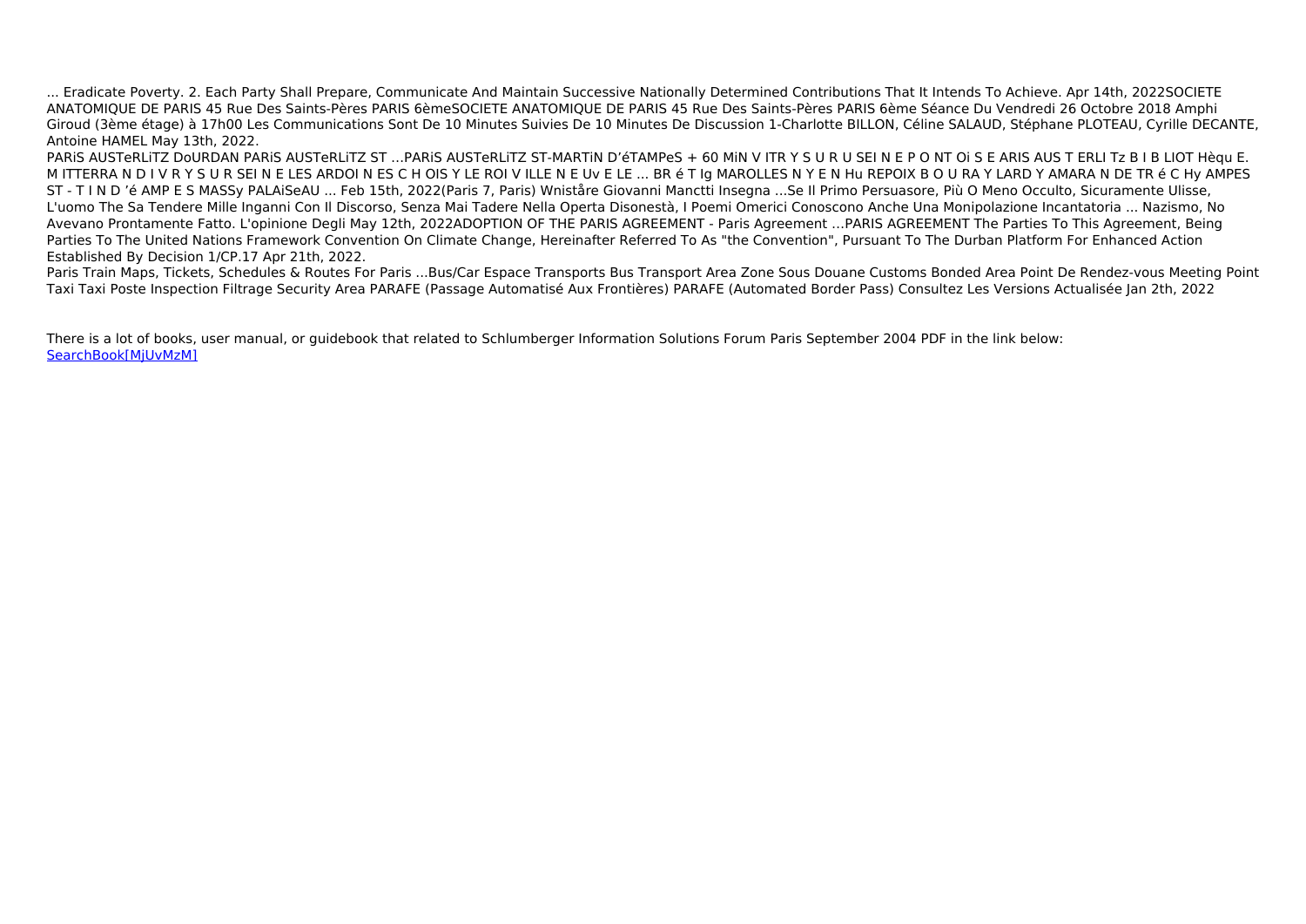... Eradicate Poverty. 2. Each Party Shall Prepare, Communicate And Maintain Successive Nationally Determined Contributions That It Intends To Achieve. Apr 14th, 2022SOCIETE ANATOMIQUE DE PARIS 45 Rue Des Saints-Pères PARIS 6èmeSOCIETE ANATOMIQUE DE PARIS 45 Rue Des Saints-Pères PARIS 6ème Séance Du Vendredi 26 Octobre 2018 Amphi Giroud (3ème étage) à 17h00 Les Communications Sont De 10 Minutes Suivies De 10 Minutes De Discussion 1-Charlotte BILLON, Céline SALAUD, Stéphane PLOTEAU, Cyrille DECANTE, Antoine HAMEL May 13th, 2022.

PARiS AUSTeRLiTZ DoURDAN PARiS AUSTeRLiTZ ST …PARiS AUSTeRLiTZ ST-MARTiN D'éTAMPeS + 60 MiN V ITR Y S U R U SEI N E P O NT Oi S E ARIS AUS T ERLI Tz B I B LIOT Hèqu E. M ITTERRA N D I V R Y S U R SEI N E LES ARDOI N ES C H OIS Y LE ROI V ILLE N E Uv E LE ... BR é T Ig MAROLLES N Y E N Hu REPOIX B O U RA Y LARD Y AMARA N DE TR é C Hy AMPES ST - T I N D 'é AMP E S MASSy PALAiSeAU ... Feb 15th, 2022(Paris 7, Paris) Wniståre Giovanni Manctti Insegna ...Se Il Primo Persuasore, Più O Meno Occulto, Sicuramente Ulisse, L'uomo The Sa Tendere Mille Inganni Con Il Discorso, Senza Mai Tadere Nella Operta Disonestà, I Poemi Omerici Conoscono Anche Una Monipolazione Incantatoria ... Nazismo, No Avevano Prontamente Fatto. L'opinione Degli May 12th, 2022ADOPTION OF THE PARIS AGREEMENT - Paris Agreement …PARIS AGREEMENT The Parties To This Agreement, Being Parties To The United Nations Framework Convention On Climate Change, Hereinafter Referred To As "the Convention", Pursuant To The Durban Platform For Enhanced Action Established By Decision 1/CP.17 Apr 21th, 2022.

Paris Train Maps, Tickets, Schedules & Routes For Paris ...Bus/Car Espace Transports Bus Transport Area Zone Sous Douane Customs Bonded Area Point De Rendez-vous Meeting Point Taxi Taxi Poste Inspection Filtrage Security Area PARAFE (Passage Automatisé Aux Frontières) PARAFE (Automated Border Pass) Consultez Les Versions Actualisée Jan 2th, 2022

There is a lot of books, user manual, or guidebook that related to Schlumberger Information Solutions Forum Paris September 2004 PDF in the link below:
SearchBook[MjUvMzM]